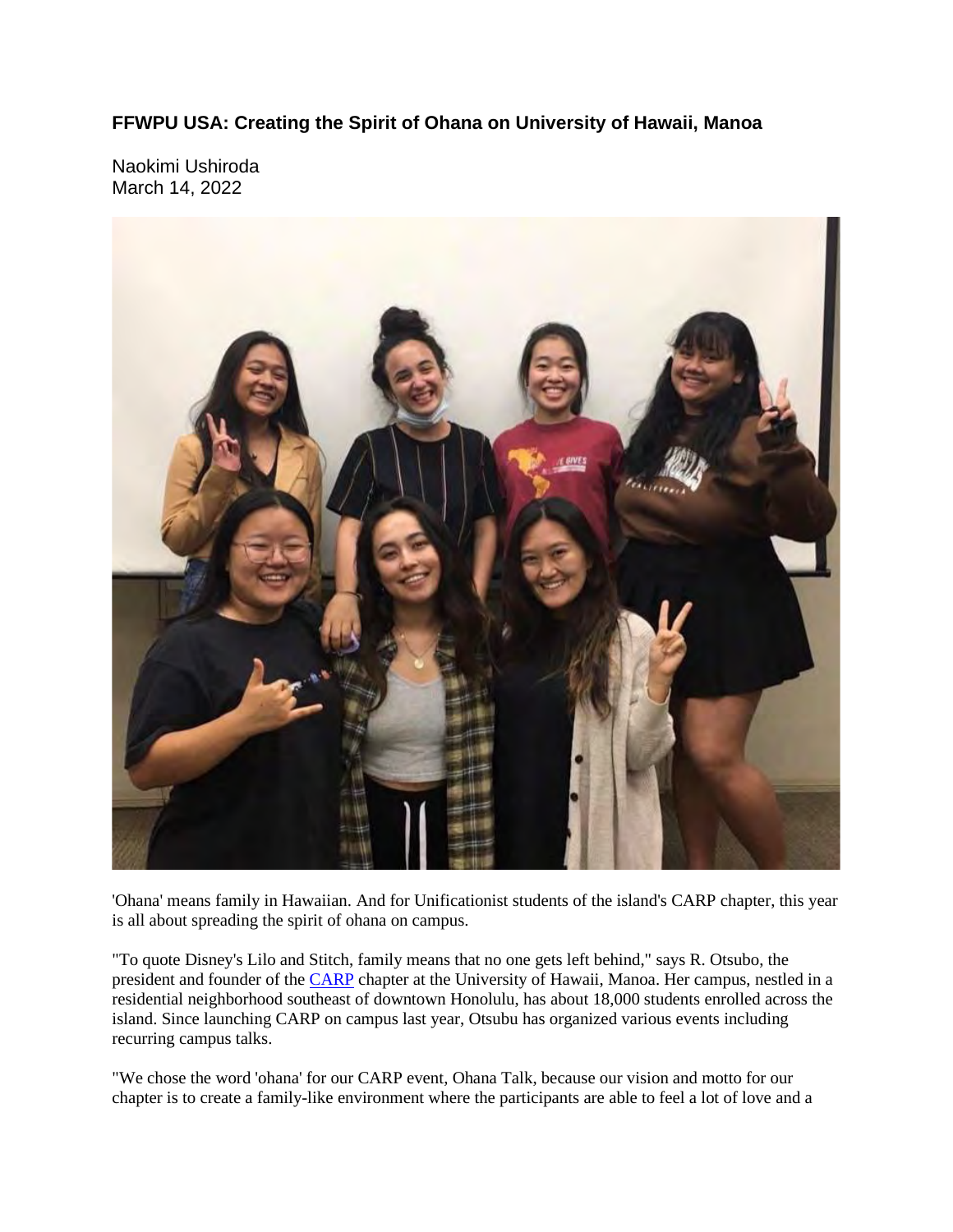**FFWPU USA: Creating the Spirit of Ohana on University of Hawaii, Manoa**

Naokimi Ushiroda
March 14, 2022

'Ohana' means family in Hawaiian. And for Unificationist students of the island's CARP chapter, this year is all about spreading the spirit of ohana on campus.

"To quote Disney's Lilo and Stitch, family means that no one gets left behind," says R. Otsubo, the president and founder of the CARP chapter at the University of Hawaii, Manoa. Her campus, nestled in a residential neighborhood southeast of downtown Honolulu, has about 18,000 students enrolled across the island. Since launching CARP on campus last year, Otsubu has organized various events including recurring campus talks.

"We chose the word 'ohana' for our CARP event, Ohana Talk, because our vision and motto for our chapter is to create a family-like environment where the participants are able to feel a lot of love and a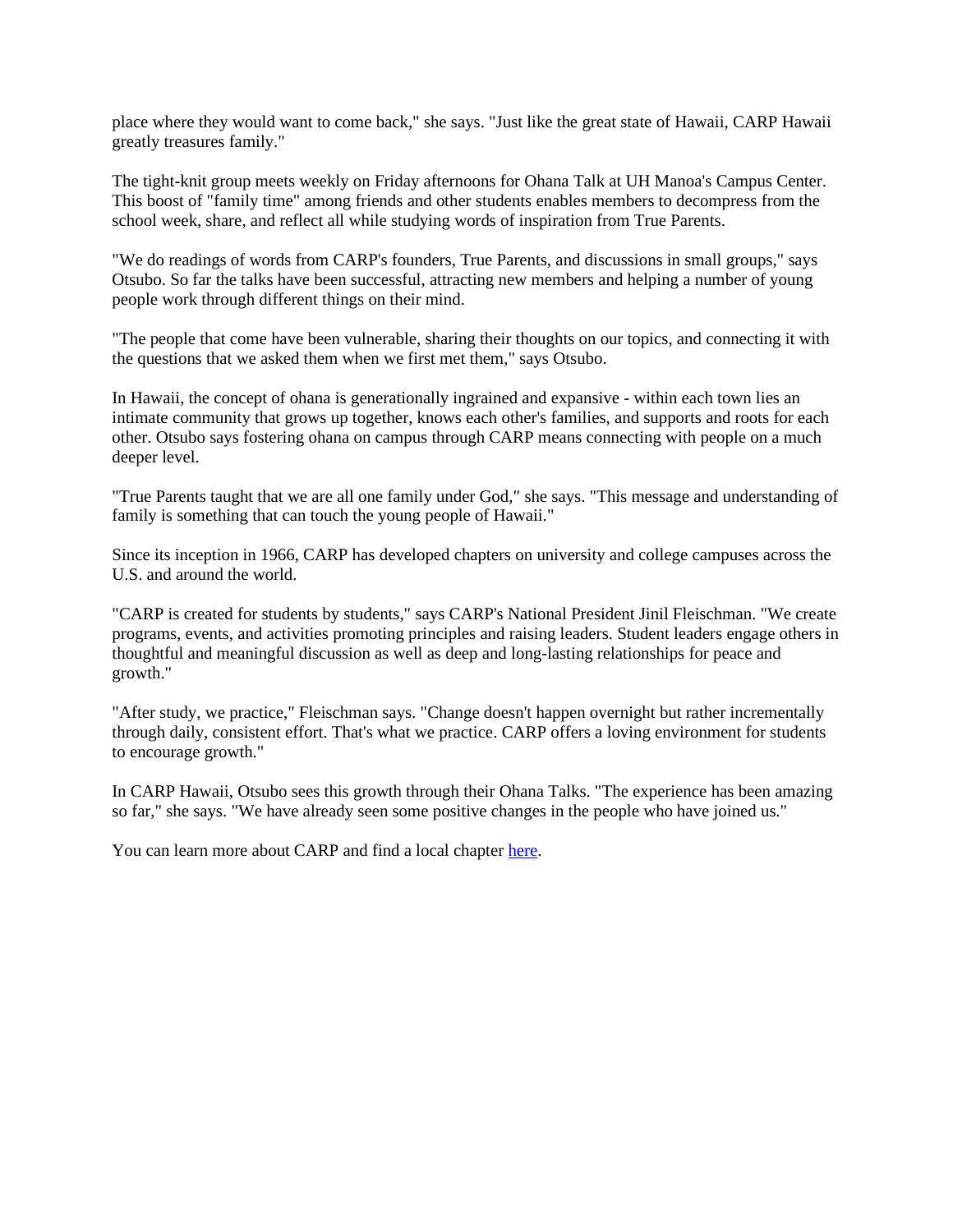place where they would want to come back," she says. "Just like the great state of Hawaii, CARP Hawaii greatly treasures family."

The tight-knit group meets weekly on Friday afternoons for Ohana Talk at UH Manoa's Campus Center. This boost of "family time" among friends and other students enables members to decompress from the school week, share, and reflect all while studying words of inspiration from True Parents.

"We do readings of words from CARP's founders, True Parents, and discussions in small groups," says Otsubo. So far the talks have been successful, attracting new members and helping a number of young people work through different things on their mind.

"The people that come have been vulnerable, sharing their thoughts on our topics, and connecting it with the questions that we asked them when we first met them," says Otsubo.

In Hawaii, the concept of ohana is generationally ingrained and expansive - within each town lies an intimate community that grows up together, knows each other's families, and supports and roots for each other. Otsubo says fostering ohana on campus through CARP means connecting with people on a much deeper level.

"True Parents taught that we are all one family under God," she says. "This message and understanding of family is something that can touch the young people of Hawaii."

Since its inception in 1966, CARP has developed chapters on university and college campuses across the U.S. and around the world.

"CARP is created for students by students," says CARP's National President Jinil Fleischman. "We create programs, events, and activities promoting principles and raising leaders. Student leaders engage others in thoughtful and meaningful discussion as well as deep and long-lasting relationships for peace and growth."

"After study, we practice," Fleischman says. "Change doesn't happen overnight but rather incrementally through daily, consistent effort. That's what we practice. CARP offers a loving environment for students to encourage growth."

In CARP Hawaii, Otsubo sees this growth through their Ohana Talks. "The experience has been amazing so far," she says. "We have already seen some positive changes in the people who have joined us."

You can learn more about CARP and find a local chapter here.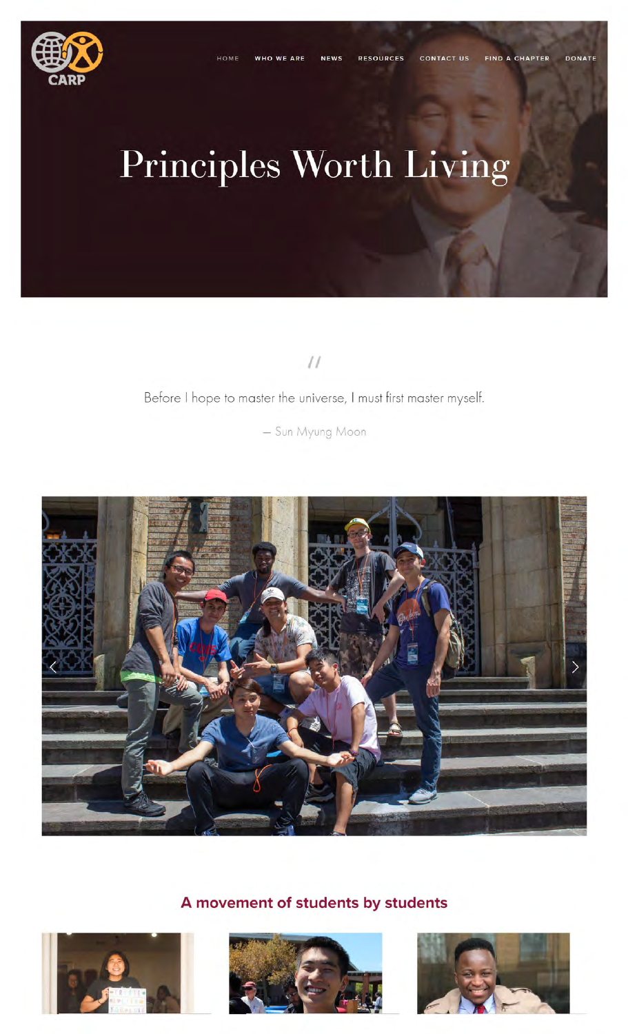CARP

HOME WHO WE ARE NEWS RESOURCES CONTACT US FIND A CHAPTER DONATE

# Principles Worth Living

"

Before I hope to master the universe, I must first master myself.

— Sun Myung Moon

## A movement of students by students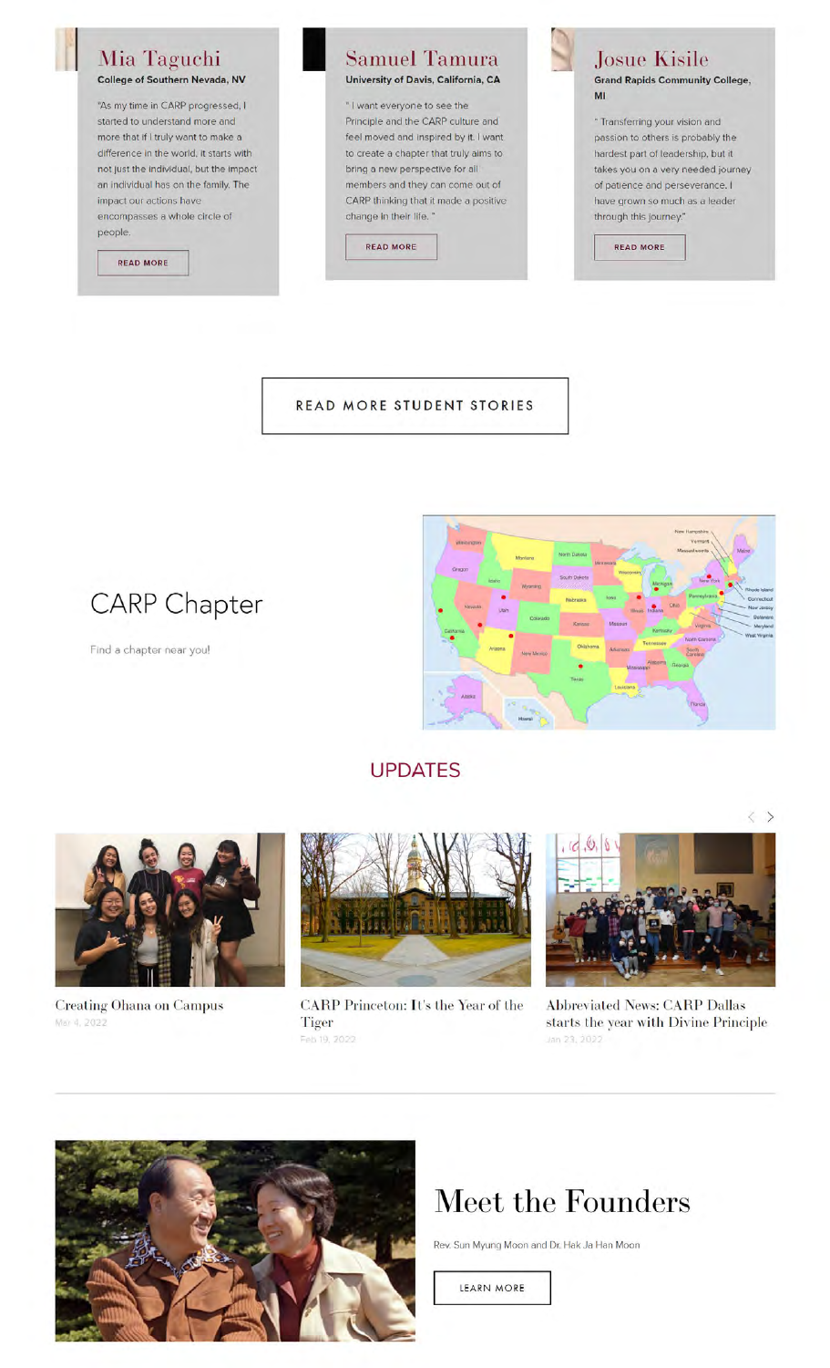## Mia Taguchi

**College of Southern Nevada, NV**

"As my time in CARP progressed, I started to understand more and more that if I truly want to make a difference in the world, it starts with not just the individual, but the impact an individual has on the family. The impact our actions have encompasses a whole circle of people.

READ MORE

## Samuel Tamura

**University of Davis, California, CA**

" I want everyone to see the Principle and the CARP culture and feel moved and inspired by it. I want to create a chapter that truly aims to bring a new perspective for all members and they can come out of CARP thinking that it made a positive change in their life. "

READ MORE

## Josue Kisile

**Grand Rapids Community College, MI**

" Transferring your vision and passion to others is probably the hardest part of leadership, but it takes you on a very needed journey of patience and perseverance. I have grown so much as a leader through this journey"

READ MORE

READ MORE STUDENT STORIES

## CARP Chapter

Find a chapter near you!

## UPDATES

Creating Ohana on Campus
Mar 4, 2022

CARP Princeton: It's the Year of the Tiger
Feb 19, 2022

Abbreviated News: CARP Dallas starts the year with Divine Principle
Jan 23, 2022

## Meet the Founders

Rev. Sun Myung Moon and Dr. Hak Ja Han Moon

LEARN MORE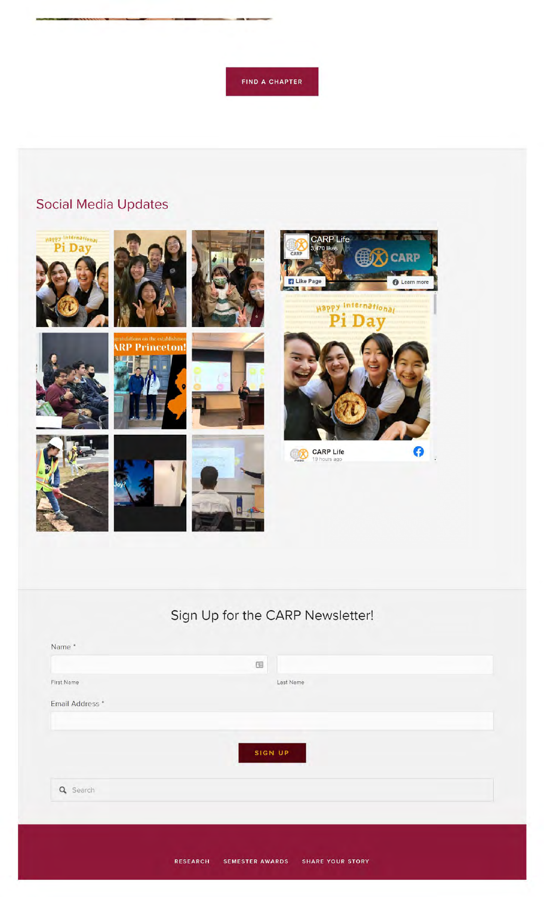FIND A CHAPTER

## Social Media Updates

CARP Life
3,470 likes

Like Page

Learn more

CARP Life
19 hours ago

## Sign Up for the CARP Newsletter!

Name *

First Name

Last Name

Email Address *

SIGN UP

Search

RESEARCH SEMESTER AWARDS SHARE YOUR STORY